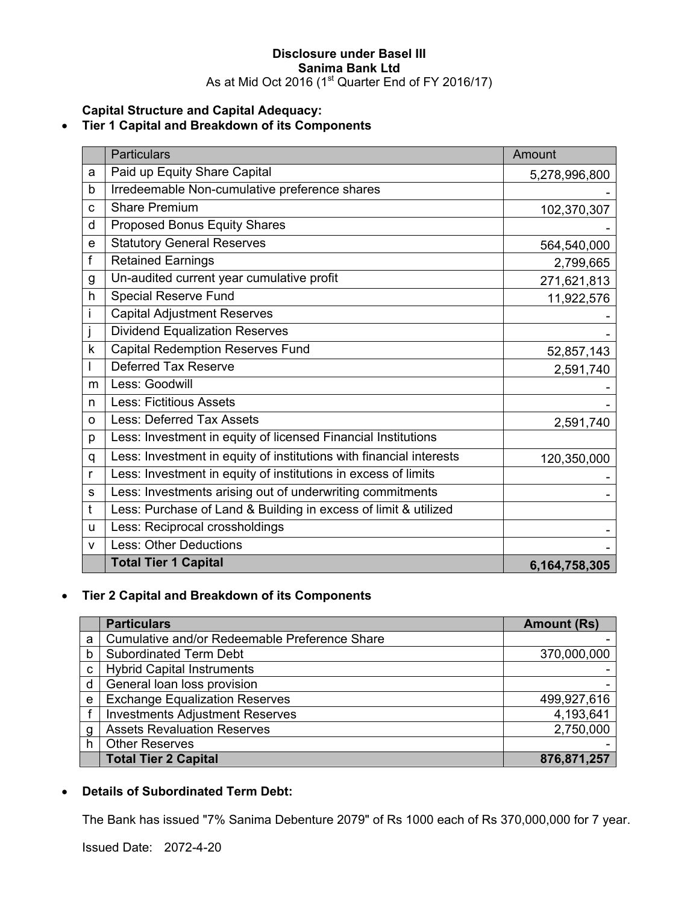**Disclosure under Basel III**
**Sanima Bank Ltd**
As at Mid Oct 2016 (1st Quarter End of FY 2016/17)

**Capital Structure and Capital Adequacy:**

- **Tier 1 Capital and Breakdown of its Components**

| | Particulars | Amount |
|---|---|---|
| a | Paid up Equity Share Capital | 5,278,996,800 |
| b | Irredeemable Non-cumulative preference shares | - |
| c | Share Premium | 102,370,307 |
| d | Proposed Bonus Equity Shares | - |
| e | Statutory General Reserves | 564,540,000 |
| f | Retained Earnings | 2,799,665 |
| g | Un-audited current year cumulative profit | 271,621,813 |
| h | Special Reserve Fund | 11,922,576 |
| i | Capital Adjustment Reserves | - |
| j | Dividend Equalization Reserves | - |
| k | Capital Redemption Reserves Fund | 52,857,143 |
| l | Deferred Tax Reserve | 2,591,740 |
| m | Less: Goodwill | - |
| n | Less: Fictitious Assets | - |
| o | Less: Deferred Tax Assets | 2,591,740 |
| p | Less: Investment in equity of licensed Financial Institutions | |
| q | Less: Investment in equity of institutions with financial interests | 120,350,000 |
| r | Less: Investment in equity of institutions in excess of limits | - |
| s | Less: Investments arising out of underwriting commitments | - |
| t | Less: Purchase of Land & Building in excess of limit & utilized | |
| u | Less: Reciprocal crossholdings | - |
| v | Less: Other Deductions | - |
| | **Total Tier 1 Capital** | **6,164,758,305** |

- **Tier 2 Capital and Breakdown of its Components**

| | **Particulars** | **Amount (Rs)** |
|---|---|---|
| a | Cumulative and/or Redeemable Preference Share | - |
| b | Subordinated Term Debt | 370,000,000 |
| c | Hybrid Capital Instruments | - |
| d | General loan loss provision | - |
| e | Exchange Equalization Reserves | 499,927,616 |
| f | Investments Adjustment Reserves | 4,193,641 |
| g | Assets Revaluation Reserves | 2,750,000 |
| h | Other Reserves | - |
| | **Total Tier 2 Capital** | **876,871,257** |

- **Details of Subordinated Term Debt:**

The Bank has issued "7% Sanima Debenture 2079" of Rs 1000 each of Rs 370,000,000 for 7 year.

Issued Date: 2072-4-20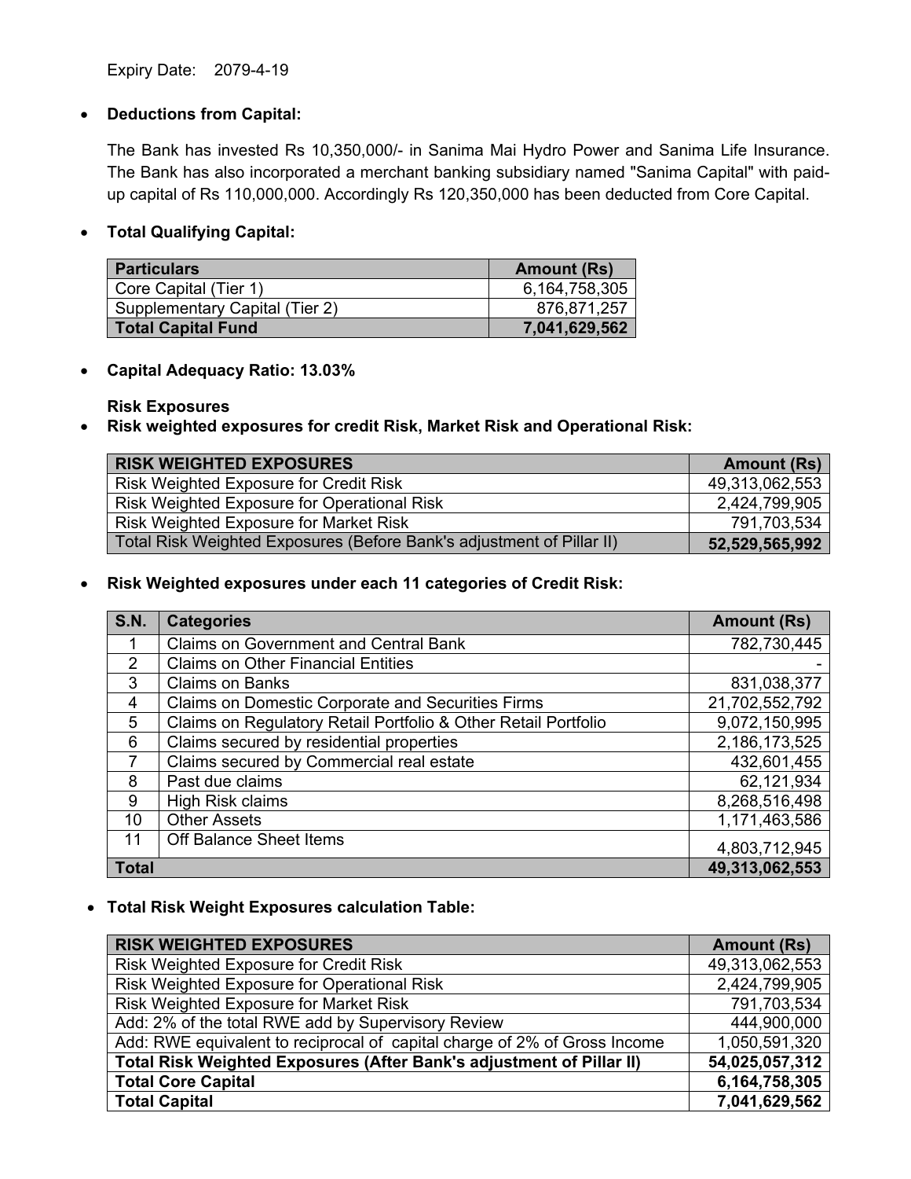Expiry Date: 2079-4-19

- **Deductions from Capital:**

  The Bank has invested Rs 10,350,000/- in Sanima Mai Hydro Power and Sanima Life Insurance. The Bank has also incorporated a merchant banking subsidiary named "Sanima Capital" with paid-up capital of Rs 110,000,000. Accordingly Rs 120,350,000 has been deducted from Core Capital.

- **Total Qualifying Capital:**

| Particulars | Amount (Rs) |
|---|---|
| Core Capital (Tier 1) | 6,164,758,305 |
| Supplementary Capital (Tier 2) | 876,871,257 |
| **Total Capital Fund** | **7,041,629,562** |

- **Capital Adequacy Ratio: 13.03%**

  **Risk Exposures**

- **Risk weighted exposures for credit Risk, Market Risk and Operational Risk:**

| RISK WEIGHTED EXPOSURES | Amount (Rs) |
|---|---|
| Risk Weighted Exposure for Credit Risk | 49,313,062,553 |
| Risk Weighted Exposure for Operational Risk | 2,424,799,905 |
| Risk Weighted Exposure for Market Risk | 791,703,534 |
| Total Risk Weighted Exposures (Before Bank's adjustment of Pillar II) | **52,529,565,992** |

- **Risk Weighted exposures under each 11 categories of Credit Risk:**

| S.N. | Categories | Amount (Rs) |
|---|---|---|
| 1 | Claims on Government and Central Bank | 782,730,445 |
| 2 | Claims on Other Financial Entities | - |
| 3 | Claims on Banks | 831,038,377 |
| 4 | Claims on Domestic Corporate and Securities Firms | 21,702,552,792 |
| 5 | Claims on Regulatory Retail Portfolio & Other Retail Portfolio | 9,072,150,995 |
| 6 | Claims secured by residential properties | 2,186,173,525 |
| 7 | Claims secured by Commercial real estate | 432,601,455 |
| 8 | Past due claims | 62,121,934 |
| 9 | High Risk claims | 8,268,516,498 |
| 10 | Other Assets | 1,171,463,586 |
| 11 | Off Balance Sheet Items | 4,803,712,945 |
| **Total** | | **49,313,062,553** |

- **Total Risk Weight Exposures calculation Table:**

| RISK WEIGHTED EXPOSURES | Amount (Rs) |
|---|---|
| Risk Weighted Exposure for Credit Risk | 49,313,062,553 |
| Risk Weighted Exposure for Operational Risk | 2,424,799,905 |
| Risk Weighted Exposure for Market Risk | 791,703,534 |
| Add: 2% of the total RWE add by Supervisory Review | 444,900,000 |
| Add: RWE equivalent to reciprocal of capital charge of 2% of Gross Income | 1,050,591,320 |
| **Total Risk Weighted Exposures (After Bank's adjustment of Pillar II)** | **54,025,057,312** |
| **Total Core Capital** | **6,164,758,305** |
| **Total Capital** | **7,041,629,562** |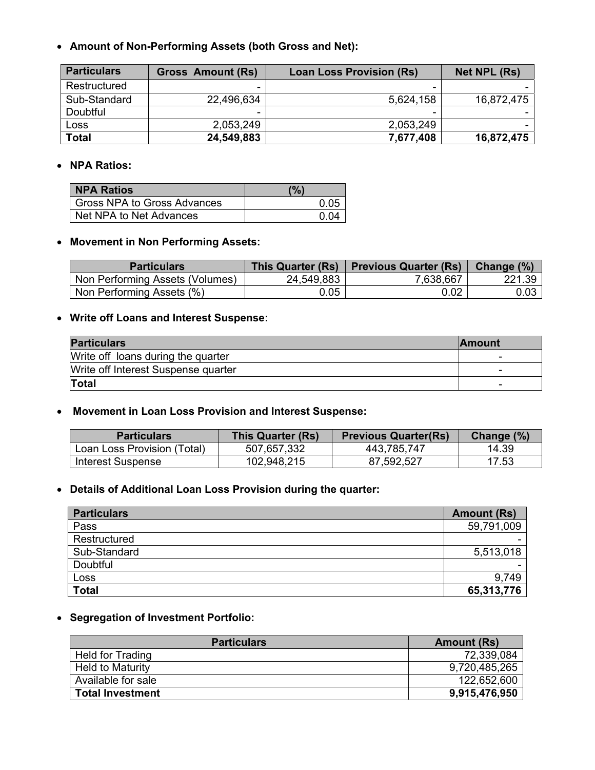- **Amount of Non-Performing Assets (both Gross and Net):**

| Particulars | Gross Amount (Rs) | Loan Loss Provision (Rs) | Net NPL (Rs) |
|---|---|---|---|
| Restructured | - | - | - |
| Sub-Standard | 22,496,634 | 5,624,158 | 16,872,475 |
| Doubtful | - | - | - |
| Loss | 2,053,249 | 2,053,249 | - |
| **Total** | **24,549,883** | **7,677,408** | **16,872,475** |

- **NPA Ratios:**

| NPA Ratios | (%) |
|---|---|
| Gross NPA to Gross Advances | 0.05 |
| Net NPA to Net Advances | 0.04 |

- **Movement in Non Performing Assets:**

| Particulars | This Quarter (Rs) | Previous Quarter (Rs) | Change (%) |
|---|---|---|---|
| Non Performing Assets (Volumes) | 24,549,883 | 7,638,667 | 221.39 |
| Non Performing Assets (%) | 0.05 | 0.02 | 0.03 |

- **Write off Loans and Interest Suspense:**

| Particulars | Amount |
|---|---|
| Write off loans during the quarter | - |
| Write off Interest Suspense quarter | - |
| **Total** | - |

- **Movement in Loan Loss Provision and Interest Suspense:**

| Particulars | This Quarter (Rs) | Previous Quarter(Rs) | Change (%) |
|---|---|---|---|
| Loan Loss Provision (Total) | 507,657,332 | 443,785,747 | 14.39 |
| Interest Suspense | 102,948,215 | 87,592,527 | 17.53 |

- **Details of Additional Loan Loss Provision during the quarter:**

| Particulars | Amount (Rs) |
|---|---|
| Pass | 59,791,009 |
| Restructured | - |
| Sub-Standard | 5,513,018 |
| Doubtful | - |
| Loss | 9,749 |
| **Total** | **65,313,776** |

- **Segregation of Investment Portfolio:**

| Particulars | Amount (Rs) |
|---|---|
| Held for Trading | 72,339,084 |
| Held to Maturity | 9,720,485,265 |
| Available for sale | 122,652,600 |
| **Total Investment** | **9,915,476,950** |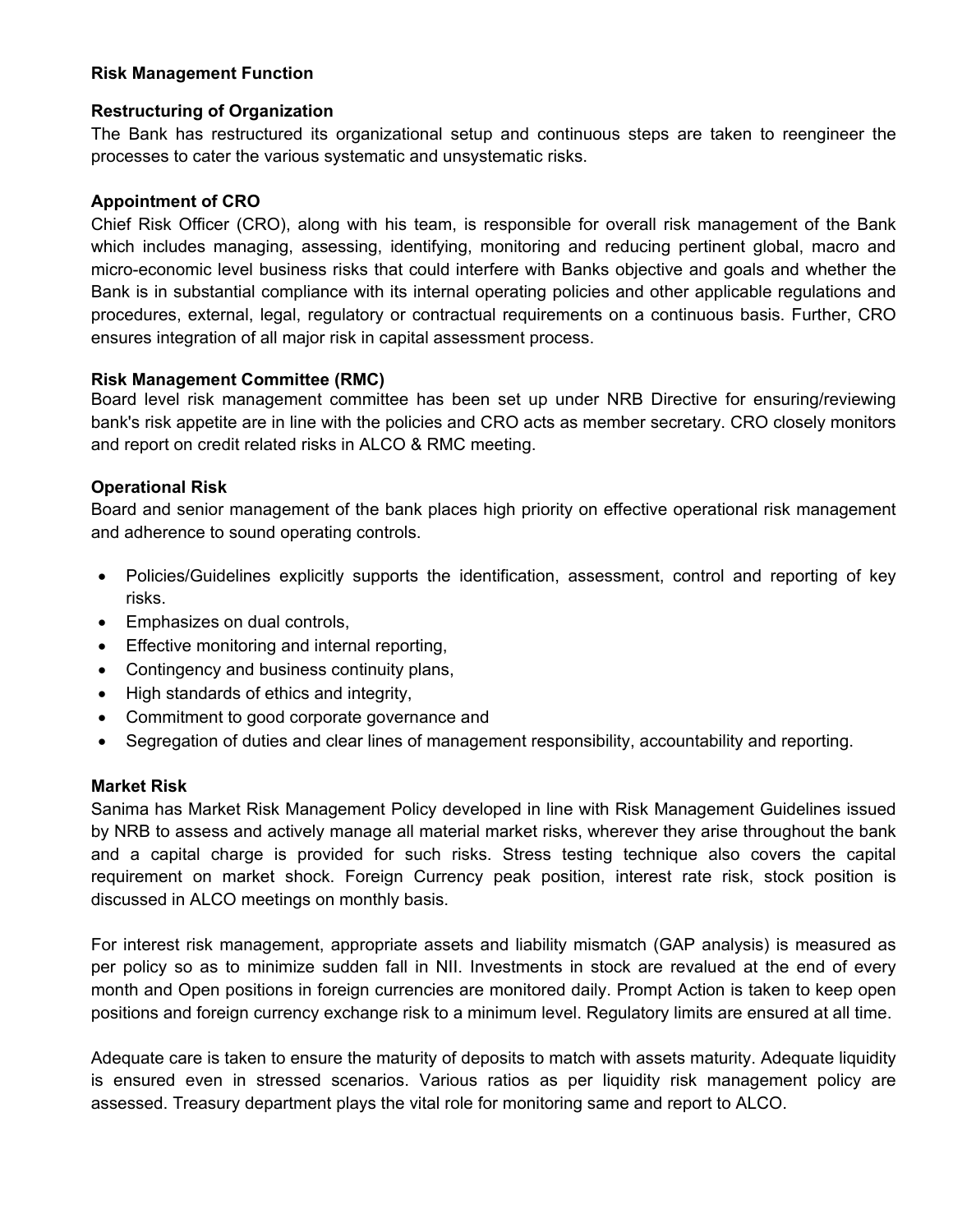## Risk Management Function

### Restructuring of Organization

The Bank has restructured its organizational setup and continuous steps are taken to reengineer the processes to cater the various systematic and unsystematic risks.

### Appointment of CRO

Chief Risk Officer (CRO), along with his team, is responsible for overall risk management of the Bank which includes managing, assessing, identifying, monitoring and reducing pertinent global, macro and micro-economic level business risks that could interfere with Banks objective and goals and whether the Bank is in substantial compliance with its internal operating policies and other applicable regulations and procedures, external, legal, regulatory or contractual requirements on a continuous basis. Further, CRO ensures integration of all major risk in capital assessment process.

### Risk Management Committee (RMC)

Board level risk management committee has been set up under NRB Directive for ensuring/reviewing bank's risk appetite are in line with the policies and CRO acts as member secretary. CRO closely monitors and report on credit related risks in ALCO & RMC meeting.

### Operational Risk

Board and senior management of the bank places high priority on effective operational risk management and adherence to sound operating controls.

- Policies/Guidelines explicitly supports the identification, assessment, control and reporting of key risks.
- Emphasizes on dual controls,
- Effective monitoring and internal reporting,
- Contingency and business continuity plans,
- High standards of ethics and integrity,
- Commitment to good corporate governance and
- Segregation of duties and clear lines of management responsibility, accountability and reporting.

### Market Risk

Sanima has Market Risk Management Policy developed in line with Risk Management Guidelines issued by NRB to assess and actively manage all material market risks, wherever they arise throughout the bank and a capital charge is provided for such risks. Stress testing technique also covers the capital requirement on market shock. Foreign Currency peak position, interest rate risk, stock position is discussed in ALCO meetings on monthly basis.

For interest risk management, appropriate assets and liability mismatch (GAP analysis) is measured as per policy so as to minimize sudden fall in NII. Investments in stock are revalued at the end of every month and Open positions in foreign currencies are monitored daily. Prompt Action is taken to keep open positions and foreign currency exchange risk to a minimum level. Regulatory limits are ensured at all time.

Adequate care is taken to ensure the maturity of deposits to match with assets maturity. Adequate liquidity is ensured even in stressed scenarios. Various ratios as per liquidity risk management policy are assessed. Treasury department plays the vital role for monitoring same and report to ALCO.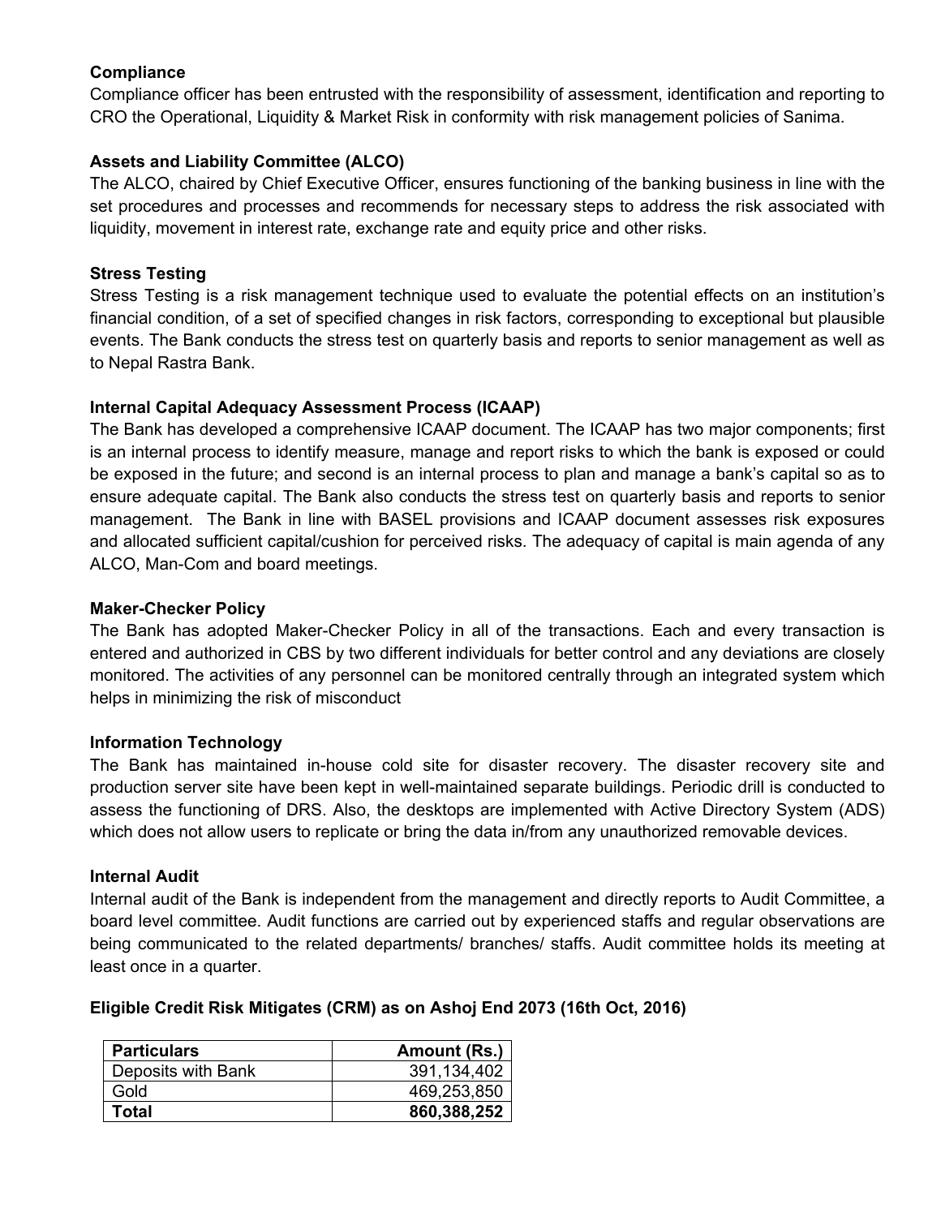**Compliance**

Compliance officer has been entrusted with the responsibility of assessment, identification and reporting to CRO the Operational, Liquidity & Market Risk in conformity with risk management policies of Sanima.

**Assets and Liability Committee (ALCO)**

The ALCO, chaired by Chief Executive Officer, ensures functioning of the banking business in line with the set procedures and processes and recommends for necessary steps to address the risk associated with liquidity, movement in interest rate, exchange rate and equity price and other risks.

**Stress Testing**

Stress Testing is a risk management technique used to evaluate the potential effects on an institution's financial condition, of a set of specified changes in risk factors, corresponding to exceptional but plausible events. The Bank conducts the stress test on quarterly basis and reports to senior management as well as to Nepal Rastra Bank.

**Internal Capital Adequacy Assessment Process (ICAAP)**

The Bank has developed a comprehensive ICAAP document. The ICAAP has two major components; first is an internal process to identify measure, manage and report risks to which the bank is exposed or could be exposed in the future; and second is an internal process to plan and manage a bank's capital so as to ensure adequate capital. The Bank also conducts the stress test on quarterly basis and reports to senior management. The Bank in line with BASEL provisions and ICAAP document assesses risk exposures and allocated sufficient capital/cushion for perceived risks. The adequacy of capital is main agenda of any ALCO, Man-Com and board meetings.

**Maker-Checker Policy**

The Bank has adopted Maker-Checker Policy in all of the transactions. Each and every transaction is entered and authorized in CBS by two different individuals for better control and any deviations are closely monitored. The activities of any personnel can be monitored centrally through an integrated system which helps in minimizing the risk of misconduct

**Information Technology**

The Bank has maintained in-house cold site for disaster recovery. The disaster recovery site and production server site have been kept in well-maintained separate buildings. Periodic drill is conducted to assess the functioning of DRS. Also, the desktops are implemented with Active Directory System (ADS) which does not allow users to replicate or bring the data in/from any unauthorized removable devices.

**Internal Audit**

Internal audit of the Bank is independent from the management and directly reports to Audit Committee, a board level committee. Audit functions are carried out by experienced staffs and regular observations are being communicated to the related departments/ branches/ staffs. Audit committee holds its meeting at least once in a quarter.

**Eligible Credit Risk Mitigates (CRM) as on Ashoj End 2073 (16th Oct, 2016)**

| Particulars | Amount (Rs.) |
|---|---|
| Deposits with Bank | 391,134,402 |
| Gold | 469,253,850 |
| **Total** | **860,388,252** |